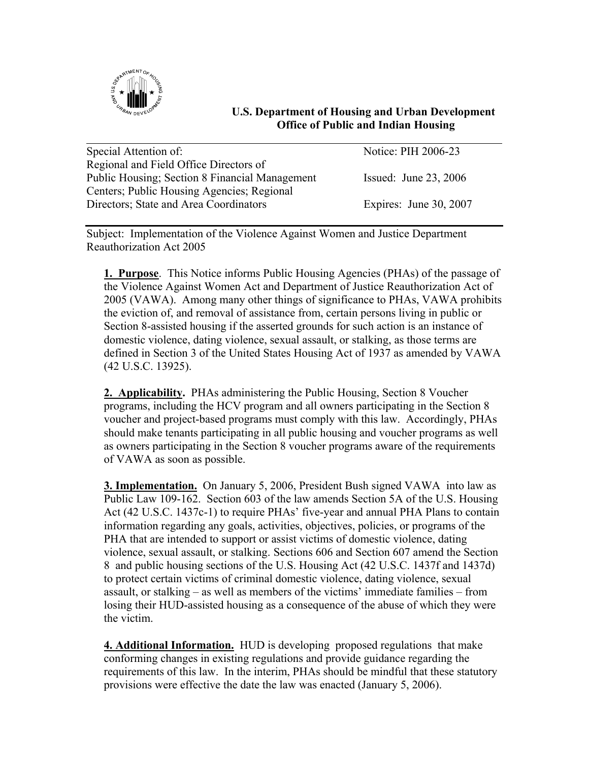**U.S. Department of Housing and Urban Development**
**Office of Public and Indian Housing**

| Special Attention of: | Notice: PIH 2006-23 |
|---|---|
| Regional and Field Office Directors of Public Housing; Section 8 Financial Management Centers; Public Housing Agencies; Regional Directors; State and Area Coordinators | Issued: June 23, 2006<br>Expires: June 30, 2007 |

Subject: Implementation of the Violence Against Women and Justice Department Reauthorization Act 2005

**1. Purpose**. This Notice informs Public Housing Agencies (PHAs) of the passage of the Violence Against Women Act and Department of Justice Reauthorization Act of 2005 (VAWA). Among many other things of significance to PHAs, VAWA prohibits the eviction of, and removal of assistance from, certain persons living in public or Section 8-assisted housing if the asserted grounds for such action is an instance of domestic violence, dating violence, sexual assault, or stalking, as those terms are defined in Section 3 of the United States Housing Act of 1937 as amended by VAWA (42 U.S.C. 13925).

**2. Applicability.** PHAs administering the Public Housing, Section 8 Voucher programs, including the HCV program and all owners participating in the Section 8 voucher and project-based programs must comply with this law. Accordingly, PHAs should make tenants participating in all public housing and voucher programs as well as owners participating in the Section 8 voucher programs aware of the requirements of VAWA as soon as possible.

**3. Implementation.** On January 5, 2006, President Bush signed VAWA into law as Public Law 109-162. Section 603 of the law amends Section 5A of the U.S. Housing Act (42 U.S.C. 1437c-1) to require PHAs' five-year and annual PHA Plans to contain information regarding any goals, activities, objectives, policies, or programs of the PHA that are intended to support or assist victims of domestic violence, dating violence, sexual assault, or stalking. Sections 606 and Section 607 amend the Section 8 and public housing sections of the U.S. Housing Act (42 U.S.C. 1437f and 1437d) to protect certain victims of criminal domestic violence, dating violence, sexual assault, or stalking – as well as members of the victims' immediate families – from losing their HUD-assisted housing as a consequence of the abuse of which they were the victim.

**4. Additional Information.** HUD is developing proposed regulations that make conforming changes in existing regulations and provide guidance regarding the requirements of this law. In the interim, PHAs should be mindful that these statutory provisions were effective the date the law was enacted (January 5, 2006).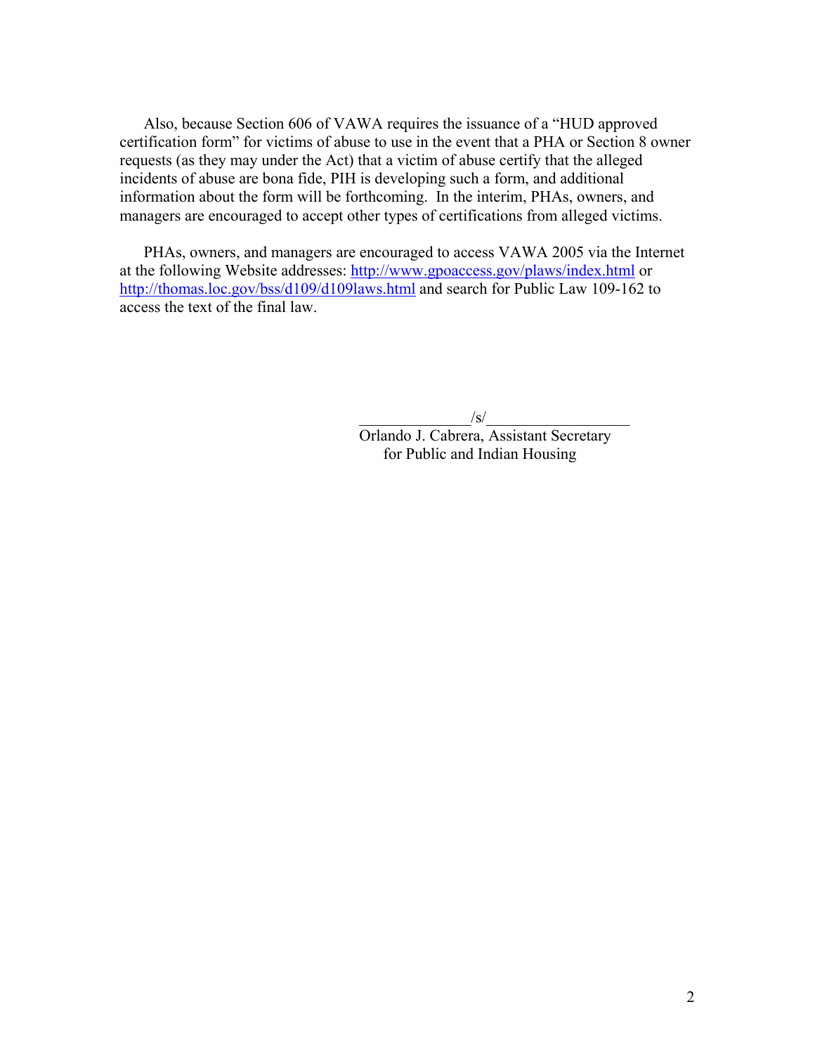Also, because Section 606 of VAWA requires the issuance of a "HUD approved certification form" for victims of abuse to use in the event that a PHA or Section 8 owner requests (as they may under the Act) that a victim of abuse certify that the alleged incidents of abuse are bona fide, PIH is developing such a form, and additional information about the form will be forthcoming. In the interim, PHAs, owners, and managers are encouraged to accept other types of certifications from alleged victims.

PHAs, owners, and managers are encouraged to access VAWA 2005 via the Internet at the following Website addresses: http://www.gpoaccess.gov/plaws/index.html or http://thomas.loc.gov/bss/d109/d109laws.html and search for Public Law 109-162 to access the text of the final law.

/s/
Orlando J. Cabrera, Assistant Secretary
for Public and Indian Housing